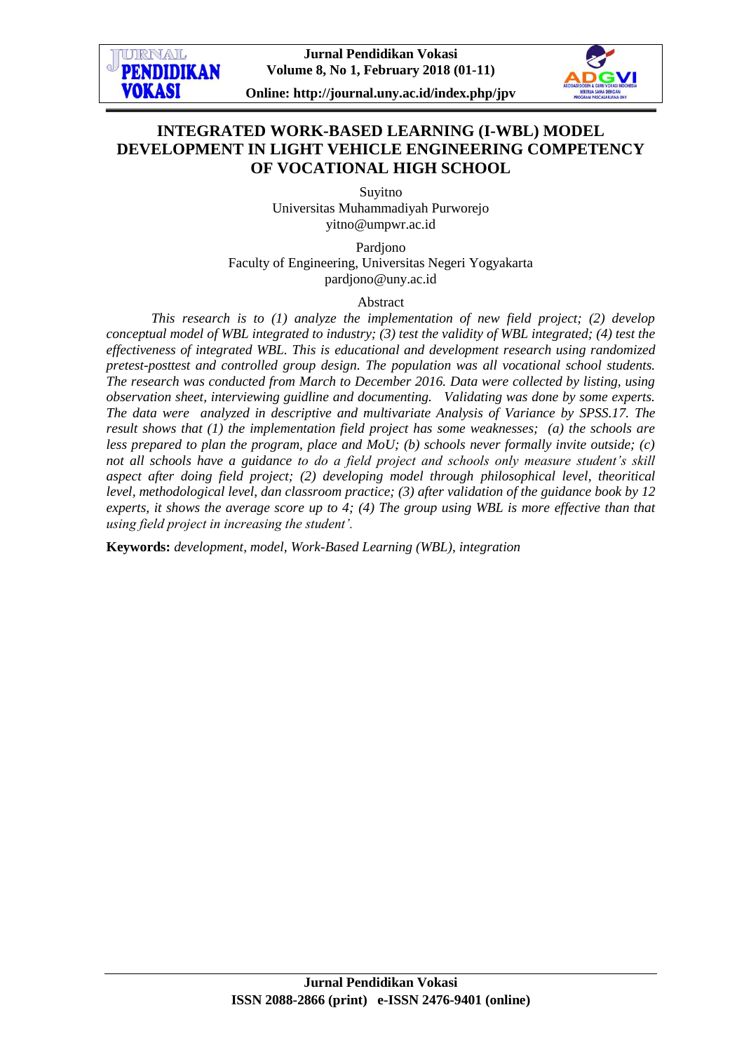# INTEGRATED WORK-BASED LEARNING (I-WBL) MODEL DEVELOPMENT IN LIGHT VEHICLE ENGINEERING COMPETENCY OF VOCATIONAL HIGH SCHOOL

Suyitno
Universitas Muhammadiyah Purworejo
yitno@umpwr.ac.id

Pardjono
Faculty of Engineering, Universitas Negeri Yogyakarta
pardjono@uny.ac.id

Abstract

*This research is to (1) analyze the implementation of new field project; (2) develop conceptual model of WBL integrated to industry; (3) test the validity of WBL integrated; (4) test the effectiveness of integrated WBL. This is educational and development research using randomized pretest-posttest and controlled group design. The population was all vocational school students. The research was conducted from March to December 2016. Data were collected by listing, using observation sheet, interviewing guidline and documenting. Validating was done by some experts. The data were analyzed in descriptive and multivariate Analysis of Variance by SPSS.17. The result shows that (1) the implementation field project has some weaknesses; (a) the schools are less prepared to plan the program, place and MoU; (b) schools never formally invite outside; (c) not all schools have a guidance to do a field project and schools only measure student's skill aspect after doing field project; (2) developing model through philosophical level, theoritical level, methodological level, dan classroom practice; (3) after validation of the guidance book by 12 experts, it shows the average score up to 4; (4) The group using WBL is more effective than that using field project in increasing the student'.*

**Keywords:** *development, model, Work-Based Learning (WBL), integration*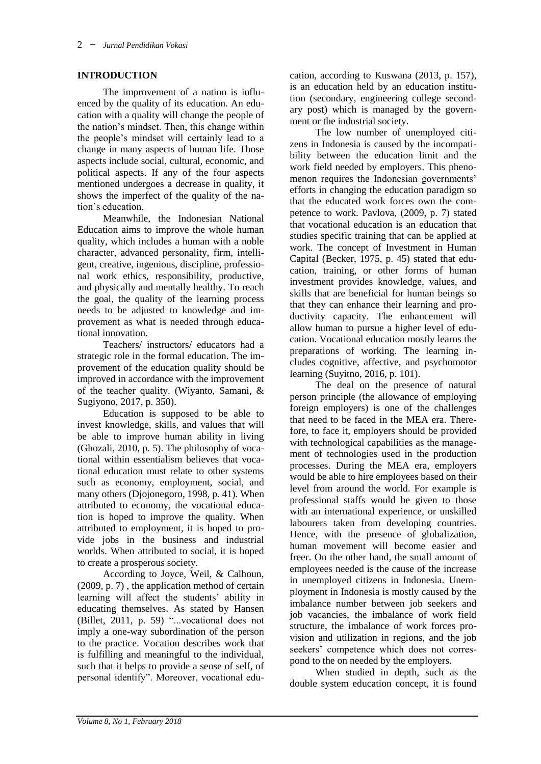## INTRODUCTION

The improvement of a nation is influenced by the quality of its education. An education with a quality will change the people of the nation's mindset. Then, this change within the people's mindset will certainly lead to a change in many aspects of human life. Those aspects include social, cultural, economic, and political aspects. If any of the four aspects mentioned undergoes a decrease in quality, it shows the imperfect of the quality of the nation's education.

Meanwhile, the Indonesian National Education aims to improve the whole human quality, which includes a human with a noble character, advanced personality, firm, intelligent, creative, ingenious, discipline, professional work ethics, responsibility, productive, and physically and mentally healthy. To reach the goal, the quality of the learning process needs to be adjusted to knowledge and improvement as what is needed through educational innovation.

Teachers/ instructors/ educators had a strategic role in the formal education. The improvement of the education quality should be improved in accordance with the improvement of the teacher quality. (Wiyanto, Samani, & Sugiyono, 2017, p. 350).

Education is supposed to be able to invest knowledge, skills, and values that will be able to improve human ability in living (Ghozali, 2010, p. 5). The philosophy of vocational within essentialism believes that vocational education must relate to other systems such as economy, employment, social, and many others (Djojonegoro, 1998, p. 41). When attributed to economy, the vocational education is hoped to improve the quality. When attributed to employment, it is hoped to provide jobs in the business and industrial worlds. When attributed to social, it is hoped to create a prosperous society.

According to Joyce, Weil, & Calhoun, (2009, p. 7) , the application method of certain learning will affect the students' ability in educating themselves. As stated by Hansen (Billet, 2011, p. 59) "...vocational does not imply a one-way subordination of the person to the practice. Vocation describes work that is fulfilling and meaningful to the individual, such that it helps to provide a sense of self, of personal identify". Moreover, vocational education, according to Kuswana (2013, p. 157), is an education held by an education institution (secondary, engineering college secondary post) which is managed by the government or the industrial society.

The low number of unemployed citizens in Indonesia is caused by the incompatibility between the education limit and the work field needed by employers. This phenomenon requires the Indonesian governments' efforts in changing the education paradigm so that the educated work forces own the competence to work. Pavlova, (2009, p. 7) stated that vocational education is an education that studies specific training that can be applied at work. The concept of Investment in Human Capital (Becker, 1975, p. 45) stated that education, training, or other forms of human investment provides knowledge, values, and skills that are beneficial for human beings so that they can enhance their learning and productivity capacity. The enhancement will allow human to pursue a higher level of education. Vocational education mostly learns the preparations of working. The learning includes cognitive, affective, and psychomotor learning (Suyitno, 2016, p. 101).

The deal on the presence of natural person principle (the allowance of employing foreign employers) is one of the challenges that need to be faced in the MEA era. Therefore, to face it, employers should be provided with technological capabilities as the management of technologies used in the production processes. During the MEA era, employers would be able to hire employees based on their level from around the world. For example is professional staffs would be given to those with an international experience, or unskilled labourers taken from developing countries. Hence, with the presence of globalization, human movement will become easier and freer. On the other hand, the small amount of employees needed is the cause of the increase in unemployed citizens in Indonesia. Unemployment in Indonesia is mostly caused by the imbalance number between job seekers and job vacancies, the imbalance of work field structure, the imbalance of work forces provision and utilization in regions, and the job seekers' competence which does not correspond to the on needed by the employers.

When studied in depth, such as the double system education concept, it is found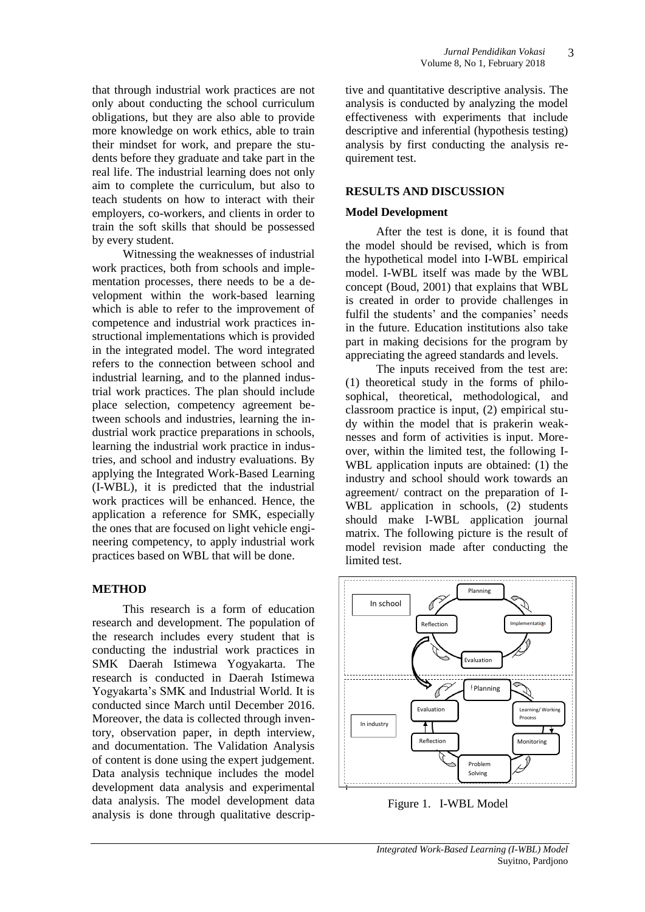that through industrial work practices are not only about conducting the school curriculum obligations, but they are also able to provide more knowledge on work ethics, able to train their mindset for work, and prepare the students before they graduate and take part in the real life. The industrial learning does not only aim to complete the curriculum, but also to teach students on how to interact with their employers, co-workers, and clients in order to train the soft skills that should be possessed by every student.

Witnessing the weaknesses of industrial work practices, both from schools and implementation processes, there needs to be a development within the work-based learning which is able to refer to the improvement of competence and industrial work practices instructional implementations which is provided in the integrated model. The word integrated refers to the connection between school and industrial learning, and to the planned industrial work practices. The plan should include place selection, competency agreement between schools and industries, learning the industrial work practice preparations in schools, learning the industrial work practice in industries, and school and industry evaluations. By applying the Integrated Work-Based Learning (I-WBL), it is predicted that the industrial work practices will be enhanced. Hence, the application a reference for SMK, especially the ones that are focused on light vehicle engineering competency, to apply industrial work practices based on WBL that will be done.

## METHOD

This research is a form of education research and development. The population of the research includes every student that is conducting the industrial work practices in SMK Daerah Istimewa Yogyakarta. The research is conducted in Daerah Istimewa Yogyakarta's SMK and Industrial World. It is conducted since March until December 2016. Moreover, the data is collected through inventory, observation paper, in depth interview, and documentation. The Validation Analysis of content is done using the expert judgement. Data analysis technique includes the model development data analysis and experimental data analysis. The model development data analysis is done through qualitative descriptive and quantitative descriptive analysis. The analysis is conducted by analyzing the model effectiveness with experiments that include descriptive and inferential (hypothesis testing) analysis by first conducting the analysis requirement test.

## RESULTS AND DISCUSSION

### Model Development

After the test is done, it is found that the model should be revised, which is from the hypothetical model into I-WBL empirical model. I-WBL itself was made by the WBL concept (Boud, 2001) that explains that WBL is created in order to provide challenges in fulfil the students' and the companies' needs in the future. Education institutions also take part in making decisions for the program by appreciating the agreed standards and levels.

The inputs received from the test are: (1) theoretical study in the forms of philosophical, theoretical, methodological, and classroom practice is input, (2) empirical study within the model that is prakerin weaknesses and form of activities is input. Moreover, within the limited test, the following I-WBL application inputs are obtained: (1) the industry and school should work towards an agreement/ contract on the preparation of I-WBL application in schools, (2) students should make I-WBL application journal matrix. The following picture is the result of model revision made after conducting the limited test.

In school: Planning → Implementation → Evaluation → Reflection

In industry: Planning → Learning/ Working Process → Monitoring → Problem Solving → Reflection → Evaluation

Figure 1. I-WBL Model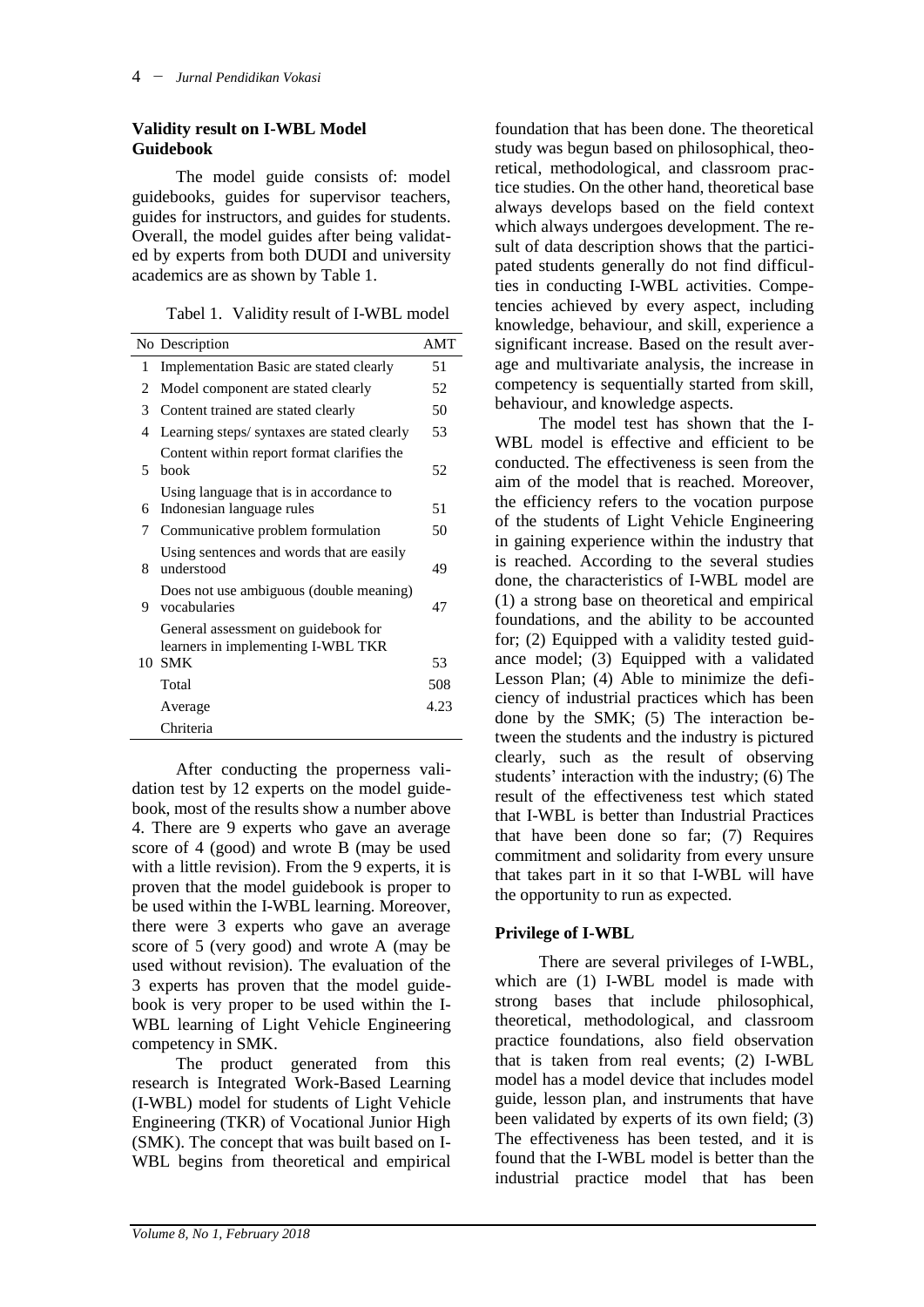### Validity result on I-WBL Model Guidebook

The model guide consists of: model guidebooks, guides for supervisor teachers, guides for instructors, and guides for students. Overall, the model guides after being validated by experts from both DUDI and university academics are as shown by Table 1.

Tabel 1. Validity result of I-WBL model

| No | Description | AMT |
|---|---|---|
| 1 | Implementation Basic are stated clearly | 51 |
| 2 | Model component are stated clearly | 52 |
| 3 | Content trained are stated clearly | 50 |
| 4 | Learning steps/ syntaxes are stated clearly | 53 |
| 5 | Content within report format clarifies the book | 52 |
| 6 | Using language that is in accordance to Indonesian language rules | 51 |
| 7 | Communicative problem formulation | 50 |
| 8 | Using sentences and words that are easily understood | 49 |
| 9 | Does not use ambiguous (double meaning) vocabularies | 47 |
| 10 | General assessment on guidebook for learners in implementing I-WBL TKR SMK | 53 |
| | Total | 508 |
| | Average | 4.23 |
| | Chriteria | |

After conducting the properness validation test by 12 experts on the model guidebook, most of the results show a number above 4. There are 9 experts who gave an average score of 4 (good) and wrote B (may be used with a little revision). From the 9 experts, it is proven that the model guidebook is proper to be used within the I-WBL learning. Moreover, there were 3 experts who gave an average score of 5 (very good) and wrote A (may be used without revision). The evaluation of the 3 experts has proven that the model guidebook is very proper to be used within the I-WBL learning of Light Vehicle Engineering competency in SMK.

The product generated from this research is Integrated Work-Based Learning (I-WBL) model for students of Light Vehicle Engineering (TKR) of Vocational Junior High (SMK). The concept that was built based on I-WBL begins from theoretical and empirical foundation that has been done. The theoretical study was begun based on philosophical, theoretical, methodological, and classroom practice studies. On the other hand, theoretical base always develops based on the field context which always undergoes development. The result of data description shows that the participated students generally do not find difficulties in conducting I-WBL activities. Competencies achieved by every aspect, including knowledge, behaviour, and skill, experience a significant increase. Based on the result average and multivariate analysis, the increase in competency is sequentially started from skill, behaviour, and knowledge aspects.

The model test has shown that the I-WBL model is effective and efficient to be conducted. The effectiveness is seen from the aim of the model that is reached. Moreover, the efficiency refers to the vocation purpose of the students of Light Vehicle Engineering in gaining experience within the industry that is reached. According to the several studies done, the characteristics of I-WBL model are (1) a strong base on theoretical and empirical foundations, and the ability to be accounted for; (2) Equipped with a validity tested guidance model; (3) Equipped with a validated Lesson Plan; (4) Able to minimize the deficiency of industrial practices which has been done by the SMK; (5) The interaction between the students and the industry is pictured clearly, such as the result of observing students' interaction with the industry; (6) The result of the effectiveness test which stated that I-WBL is better than Industrial Practices that have been done so far; (7) Requires commitment and solidarity from every unsure that takes part in it so that I-WBL will have the opportunity to run as expected.

### Privilege of I-WBL

There are several privileges of I-WBL, which are (1) I-WBL model is made with strong bases that include philosophical, theoretical, methodological, and classroom practice foundations, also field observation that is taken from real events; (2) I-WBL model has a model device that includes model guide, lesson plan, and instruments that have been validated by experts of its own field; (3) The effectiveness has been tested, and it is found that the I-WBL model is better than the industrial practice model that has been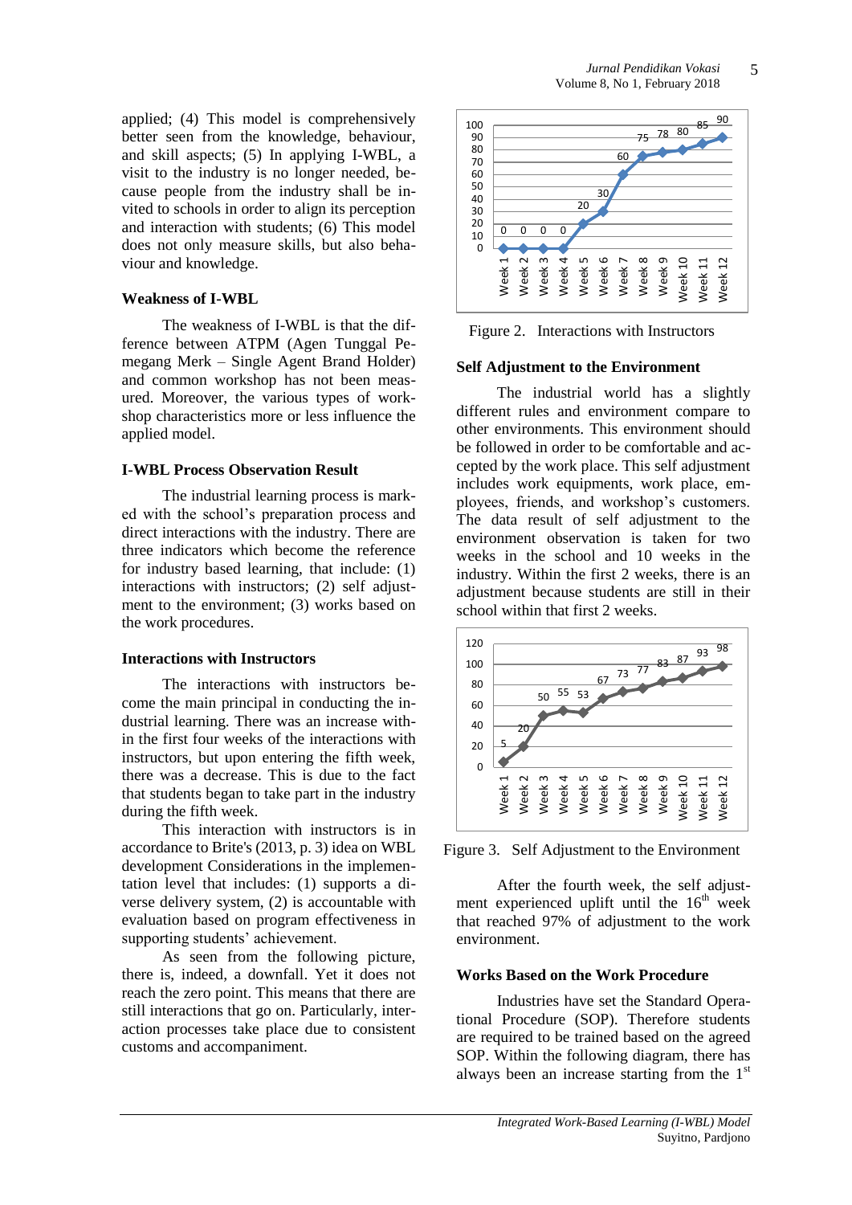applied; (4) This model is comprehensively better seen from the knowledge, behaviour, and skill aspects; (5) In applying I-WBL, a visit to the industry is no longer needed, because people from the industry shall be invited to schools in order to align its perception and interaction with students; (6) This model does not only measure skills, but also behaviour and knowledge.

### Weakness of I-WBL

The weakness of I-WBL is that the difference between ATPM (Agen Tunggal Pemegang Merk – Single Agent Brand Holder) and common workshop has not been measured. Moreover, the various types of workshop characteristics more or less influence the applied model.

### I-WBL Process Observation Result

The industrial learning process is marked with the school's preparation process and direct interactions with the industry. There are three indicators which become the reference for industry based learning, that include: (1) interactions with instructors; (2) self adjustment to the environment; (3) works based on the work procedures.

### Interactions with Instructors

The interactions with instructors become the main principal in conducting the industrial learning. There was an increase within the first four weeks of the interactions with instructors, but upon entering the fifth week, there was a decrease. This is due to the fact that students began to take part in the industry during the fifth week.

This interaction with instructors is in accordance to Brite's (2013, p. 3) idea on WBL development Considerations in the implementation level that includes: (1) supports a diverse delivery system, (2) is accountable with evaluation based on program effectiveness in supporting students' achievement.

As seen from the following picture, there is, indeed, a downfall. Yet it does not reach the zero point. This means that there are still interactions that go on. Particularly, interaction processes take place due to consistent customs and accompaniment.

| Week | Value |
|---|---|
| Week 1 | 0 |
| Week 2 | 0 |
| Week 3 | 0 |
| Week 4 | 0 |
| Week 5 | 20 |
| Week 6 | 30 |
| Week 7 | 60 |
| Week 8 | 75 |
| Week 9 | 78 |
| Week 10 | 80 |
| Week 11 | 85 |
| Week 12 | 90 |

Figure 2. Interactions with Instructors

### Self Adjustment to the Environment

The industrial world has a slightly different rules and environment compare to other environments. This environment should be followed in order to be comfortable and accepted by the work place. This self adjustment includes work equipments, work place, employees, friends, and workshop's customers. The data result of self adjustment to the environment observation is taken for two weeks in the school and 10 weeks in the industry. Within the first 2 weeks, there is an adjustment because students are still in their school within that first 2 weeks.

| Week | Value |
|---|---|
| Week 1 | 5 |
| Week 2 | 20 |
| Week 3 | 50 |
| Week 4 | 55 |
| Week 5 | 53 |
| Week 6 | 67 |
| Week 7 | 73 |
| Week 8 | 77 |
| Week 9 | 83 |
| Week 10 | 87 |
| Week 11 | 93 |
| Week 12 | 98 |

Figure 3. Self Adjustment to the Environment

After the fourth week, the self adjustment experienced uplift until the 16[th] week that reached 97% of adjustment to the work environment.

### Works Based on the Work Procedure

Industries have set the Standard Operational Procedure (SOP). Therefore students are required to be trained based on the agreed SOP. Within the following diagram, there has always been an increase starting from the 1[st]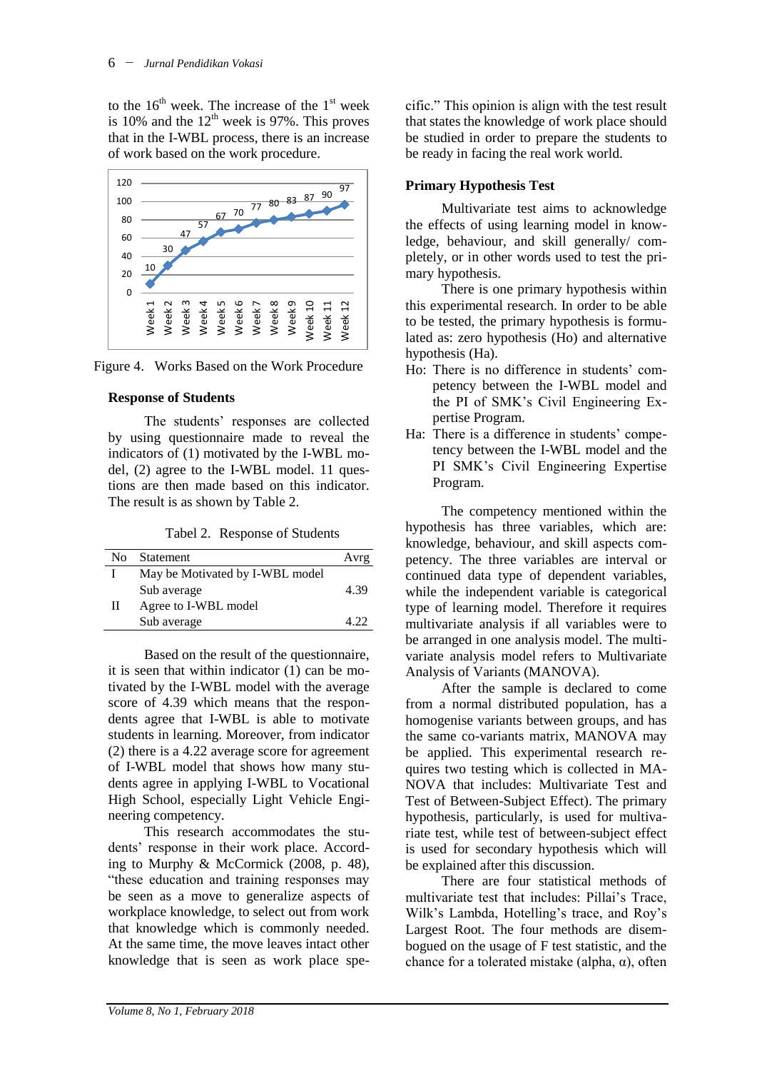to the $16^{th}$ week. The increase of the $1^{st}$ week is 10% and the $12^{th}$ week is 97%. This proves that in the I-WBL process, there is an increase of work based on the work procedure.

Figure 4. Works Based on the Work Procedure

### Response of Students

The students' responses are collected by using questionnaire made to reveal the indicators of (1) motivated by the I-WBL model, (2) agree to the I-WBL model. 11 questions are then made based on this indicator. The result is as shown by Table 2.

Tabel 2. Response of Students

| No | Statement | Avrg |
|---|---|---|
| I | May be Motivated by I-WBL model | |
| | Sub average | 4.39 |
| II | Agree to I-WBL model | |
| | Sub average | 4.22 |

Based on the result of the questionnaire, it is seen that within indicator (1) can be motivated by the I-WBL model with the average score of 4.39 which means that the respondents agree that I-WBL is able to motivate students in learning. Moreover, from indicator (2) there is a 4.22 average score for agreement of I-WBL model that shows how many students agree in applying I-WBL to Vocational High School, especially Light Vehicle Engineering competency.

This research accommodates the students' response in their work place. According to Murphy & McCormick (2008, p. 48), "these education and training responses may be seen as a move to generalize aspects of workplace knowledge, to select out from work that knowledge which is commonly needed. At the same time, the move leaves intact other knowledge that is seen as work place specific." This opinion is align with the test result that states the knowledge of work place should be studied in order to prepare the students to be ready in facing the real work world.

### Primary Hypothesis Test

Multivariate test aims to acknowledge the effects of using learning model in knowledge, behaviour, and skill generally/ completely, or in other words used to test the primary hypothesis.

There is one primary hypothesis within this experimental research. In order to be able to be tested, the primary hypothesis is formulated as: zero hypothesis (Ho) and alternative hypothesis (Ha).

Ho: There is no difference in students' competency between the I-WBL model and the PI of SMK's Civil Engineering Expertise Program.

Ha: There is a difference in students' competency between the I-WBL model and the PI SMK's Civil Engineering Expertise Program.

The competency mentioned within the hypothesis has three variables, which are: knowledge, behaviour, and skill aspects competency. The three variables are interval or continued data type of dependent variables, while the independent variable is categorical type of learning model. Therefore it requires multivariate analysis if all variables were to be arranged in one analysis model. The multivariate analysis model refers to Multivariate Analysis of Variants (MANOVA).

After the sample is declared to come from a normal distributed population, has a homogenise variants between groups, and has the same co-variants matrix, MANOVA may be applied. This experimental research requires two testing which is collected in MANOVA that includes: Multivariate Test and Test of Between-Subject Effect). The primary hypothesis, particularly, is used for multivariate test, while test of between-subject effect is used for secondary hypothesis which will be explained after this discussion.

There are four statistical methods of multivariate test that includes: Pillai's Trace, Wilk's Lambda, Hotelling's trace, and Roy's Largest Root. The four methods are disembogued on the usage of F test statistic, and the chance for a tolerated mistake (alpha, $\alpha$), often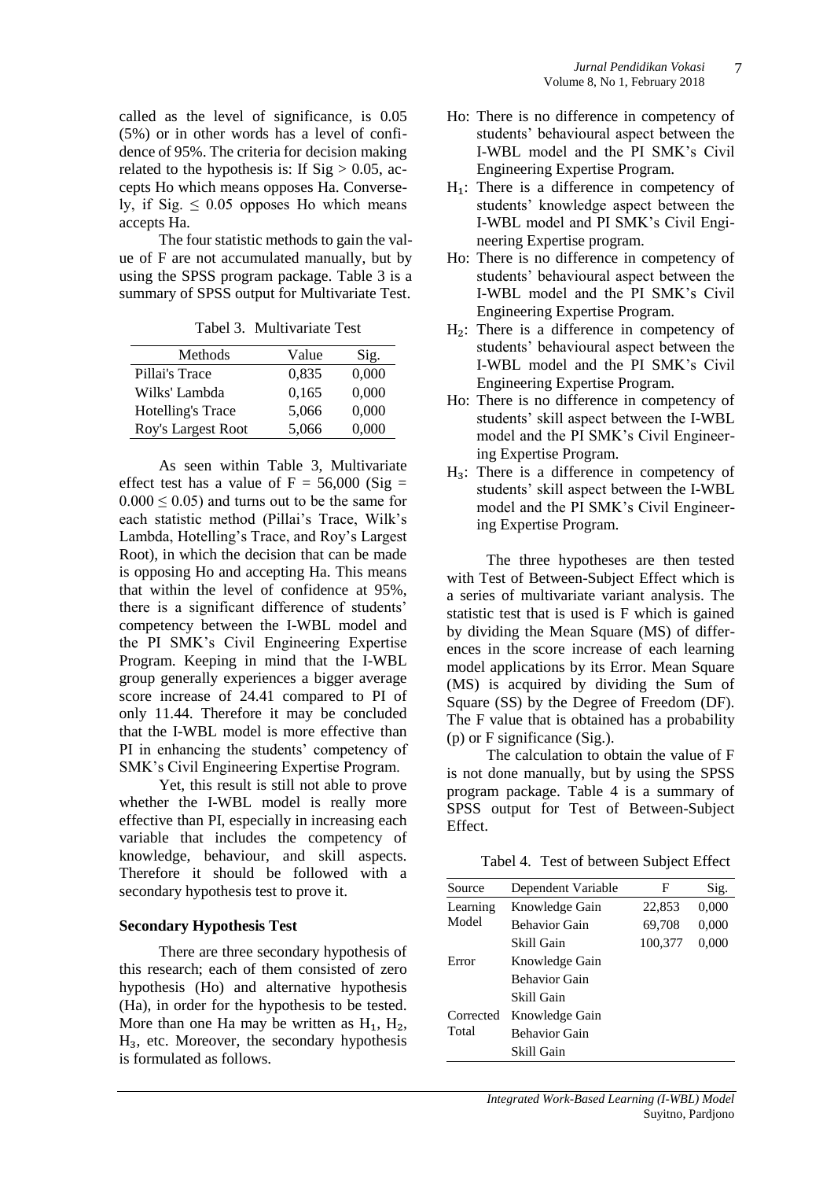called as the level of significance, is 0.05 (5%) or in other words has a level of confidence of 95%. The criteria for decision making related to the hypothesis is: If Sig > 0.05, accepts Ho which means opposes Ha. Conversely, if Sig. ≤ 0.05 opposes Ho which means accepts Ha.

The four statistic methods to gain the value of F are not accumulated manually, but by using the SPSS program package. Table 3 is a summary of SPSS output for Multivariate Test.

Tabel 3. Multivariate Test

| Methods | Value | Sig. |
|---|---|---|
| Pillai's Trace | 0,835 | 0,000 |
| Wilks' Lambda | 0,165 | 0,000 |
| Hotelling's Trace | 5,066 | 0,000 |
| Roy's Largest Root | 5,066 | 0,000 |

As seen within Table 3, Multivariate effect test has a value of F = 56,000 (Sig = 0.000 ≤ 0.05) and turns out to be the same for each statistic method (Pillai's Trace, Wilk's Lambda, Hotelling's Trace, and Roy's Largest Root), in which the decision that can be made is opposing Ho and accepting Ha. This means that within the level of confidence at 95%, there is a significant difference of students' competency between the I-WBL model and the PI SMK's Civil Engineering Expertise Program. Keeping in mind that the I-WBL group generally experiences a bigger average score increase of 24.41 compared to PI of only 11.44. Therefore it may be concluded that the I-WBL model is more effective than PI in enhancing the students' competency of SMK's Civil Engineering Expertise Program.

Yet, this result is still not able to prove whether the I-WBL model is really more effective than PI, especially in increasing each variable that includes the competency of knowledge, behaviour, and skill aspects. Therefore it should be followed with a secondary hypothesis test to prove it.

### Secondary Hypothesis Test

There are three secondary hypothesis of this research; each of them consisted of zero hypothesis (Ho) and alternative hypothesis (Ha), in order for the hypothesis to be tested. More than one Ha may be written as $H_1$, $H_2$, $H_3$, etc. Moreover, the secondary hypothesis is formulated as follows.

- Ho: There is no difference in competency of students' behavioural aspect between the I-WBL model and the PI SMK's Civil Engineering Expertise Program.
- $H_1$: There is a difference in competency of students' knowledge aspect between the I-WBL model and PI SMK's Civil Engineering Expertise program.
- Ho: There is no difference in competency of students' behavioural aspect between the I-WBL model and the PI SMK's Civil Engineering Expertise Program.
- $H_2$: There is a difference in competency of students' behavioural aspect between the I-WBL model and the PI SMK's Civil Engineering Expertise Program.
- Ho: There is no difference in competency of students' skill aspect between the I-WBL model and the PI SMK's Civil Engineering Expertise Program.
- $H_3$: There is a difference in competency of students' skill aspect between the I-WBL model and the PI SMK's Civil Engineering Expertise Program.

The three hypotheses are then tested with Test of Between-Subject Effect which is a series of multivariate variant analysis. The statistic test that is used is F which is gained by dividing the Mean Square (MS) of differences in the score increase of each learning model applications by its Error. Mean Square (MS) is acquired by dividing the Sum of Square (SS) by the Degree of Freedom (DF). The F value that is obtained has a probability (p) or F significance (Sig.).

The calculation to obtain the value of F is not done manually, but by using the SPSS program package. Table 4 is a summary of SPSS output for Test of Between-Subject Effect.

Tabel 4. Test of between Subject Effect

| Source | Dependent Variable | F | Sig. |
|---|---|---|---|
| Learning Model | Knowledge Gain | 22,853 | 0,000 |
| | Behavior Gain | 69,708 | 0,000 |
| | Skill Gain | 100,377 | 0,000 |
| Error | Knowledge Gain | | |
| | Behavior Gain | | |
| | Skill Gain | | |
| Corrected Total | Knowledge Gain | | |
| | Behavior Gain | | |
| | Skill Gain | | |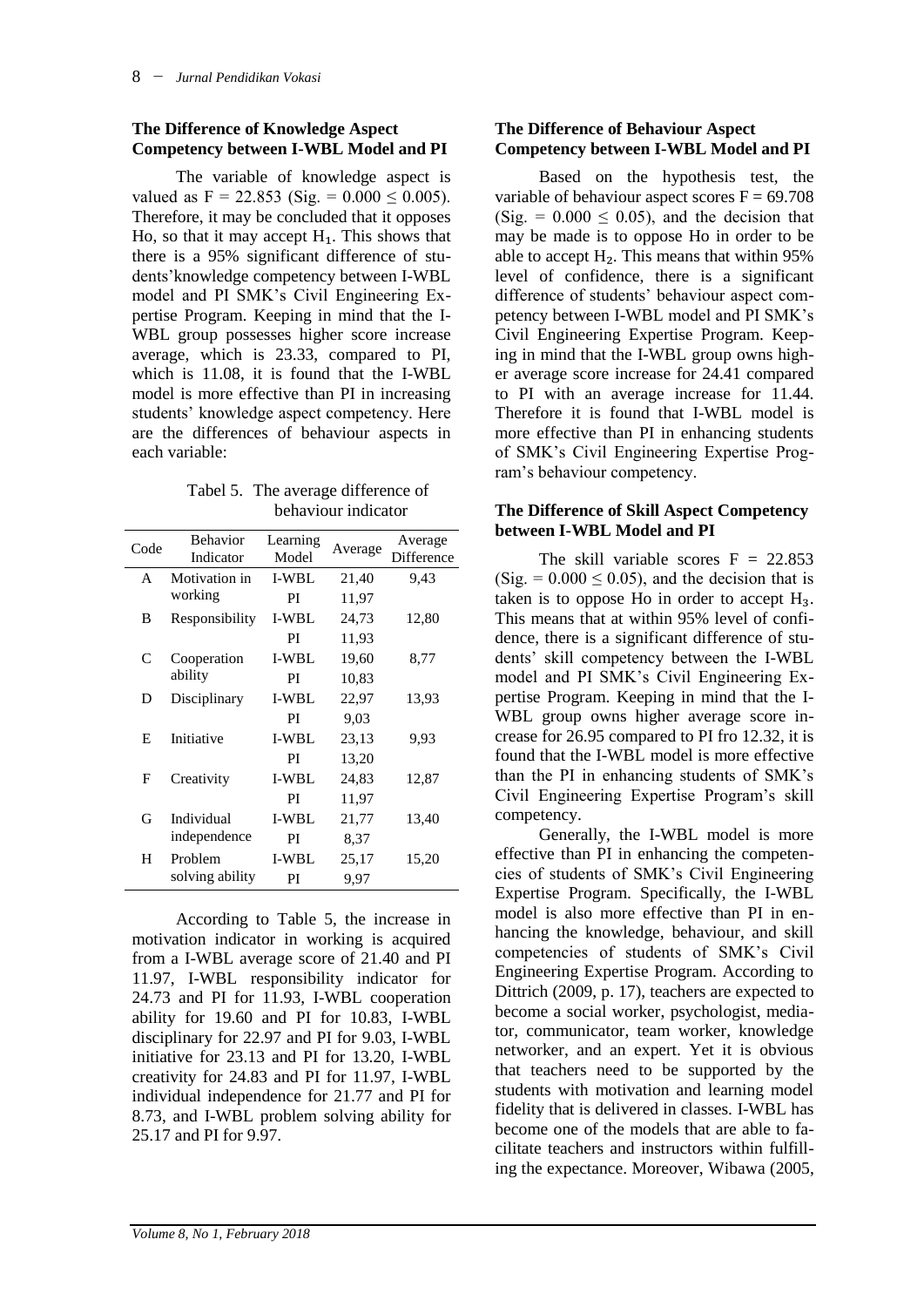### The Difference of Knowledge Aspect Competency between I-WBL Model and PI

The variable of knowledge aspect is valued as F = 22.853 (Sig. = 0.000 ≤ 0.005). Therefore, it may be concluded that it opposes Ho, so that it may accept $H_1$. This shows that there is a 95% significant difference of students'knowledge competency between I-WBL model and PI SMK's Civil Engineering Expertise Program. Keeping in mind that the I-WBL group possesses higher score increase average, which is 23.33, compared to PI, which is 11.08, it is found that the I-WBL model is more effective than PI in increasing students' knowledge aspect competency. Here are the differences of behaviour aspects in each variable:

Tabel 5. The average difference of behaviour indicator

| Code | Behavior Indicator | Learning Model | Average | Average Difference |
|---|---|---|---|---|
| A | Motivation in working | I-WBL | 21,40 | 9,43 |
| | | PI | 11,97 | |
| B | Responsibility | I-WBL | 24,73 | 12,80 |
| | | PI | 11,93 | |
| C | Cooperation ability | I-WBL | 19,60 | 8,77 |
| | | PI | 10,83 | |
| D | Disciplinary | I-WBL | 22,97 | 13,93 |
| | | PI | 9,03 | |
| E | Initiative | I-WBL | 23,13 | 9,93 |
| | | PI | 13,20 | |
| F | Creativity | I-WBL | 24,83 | 12,87 |
| | | PI | 11,97 | |
| G | Individual independence | I-WBL | 21,77 | 13,40 |
| | | PI | 8,37 | |
| H | Problem solving ability | I-WBL | 25,17 | 15,20 |
| | | PI | 9,97 | |

According to Table 5, the increase in motivation indicator in working is acquired from a I-WBL average score of 21.40 and PI 11.97, I-WBL responsibility indicator for 24.73 and PI for 11.93, I-WBL cooperation ability for 19.60 and PI for 10.83, I-WBL disciplinary for 22.97 and PI for 9.03, I-WBL initiative for 23.13 and PI for 13.20, I-WBL creativity for 24.83 and PI for 11.97, I-WBL individual independence for 21.77 and PI for 8.73, and I-WBL problem solving ability for 25.17 and PI for 9.97.

### The Difference of Behaviour Aspect Competency between I-WBL Model and PI

Based on the hypothesis test, the variable of behaviour aspect scores F = 69.708 (Sig. = 0.000 ≤ 0.05), and the decision that may be made is to oppose Ho in order to be able to accept $H_2$. This means that within 95% level of confidence, there is a significant difference of students' behaviour aspect competency between I-WBL model and PI SMK's Civil Engineering Expertise Program. Keeping in mind that the I-WBL group owns higher average score increase for 24.41 compared to PI with an average increase for 11.44. Therefore it is found that I-WBL model is more effective than PI in enhancing students of SMK's Civil Engineering Expertise Program's behaviour competency.

### The Difference of Skill Aspect Competency between I-WBL Model and PI

The skill variable scores F = 22.853 (Sig. = 0.000 ≤ 0.05), and the decision that is taken is to oppose Ho in order to accept $H_3$. This means that at within 95% level of confidence, there is a significant difference of students' skill competency between the I-WBL model and PI SMK's Civil Engineering Expertise Program. Keeping in mind that the I-WBL group owns higher average score increase for 26.95 compared to PI fro 12.32, it is found that the I-WBL model is more effective than the PI in enhancing students of SMK's Civil Engineering Expertise Program's skill competency.

Generally, the I-WBL model is more effective than PI in enhancing the competencies of students of SMK's Civil Engineering Expertise Program. Specifically, the I-WBL model is also more effective than PI in enhancing the knowledge, behaviour, and skill competencies of students of SMK's Civil Engineering Expertise Program. According to Dittrich (2009, p. 17), teachers are expected to become a social worker, psychologist, mediator, communicator, team worker, knowledge networker, and an expert. Yet it is obvious that teachers need to be supported by the students with motivation and learning model fidelity that is delivered in classes. I-WBL has become one of the models that are able to facilitate teachers and instructors within fulfilling the expectance. Moreover, Wibawa (2005,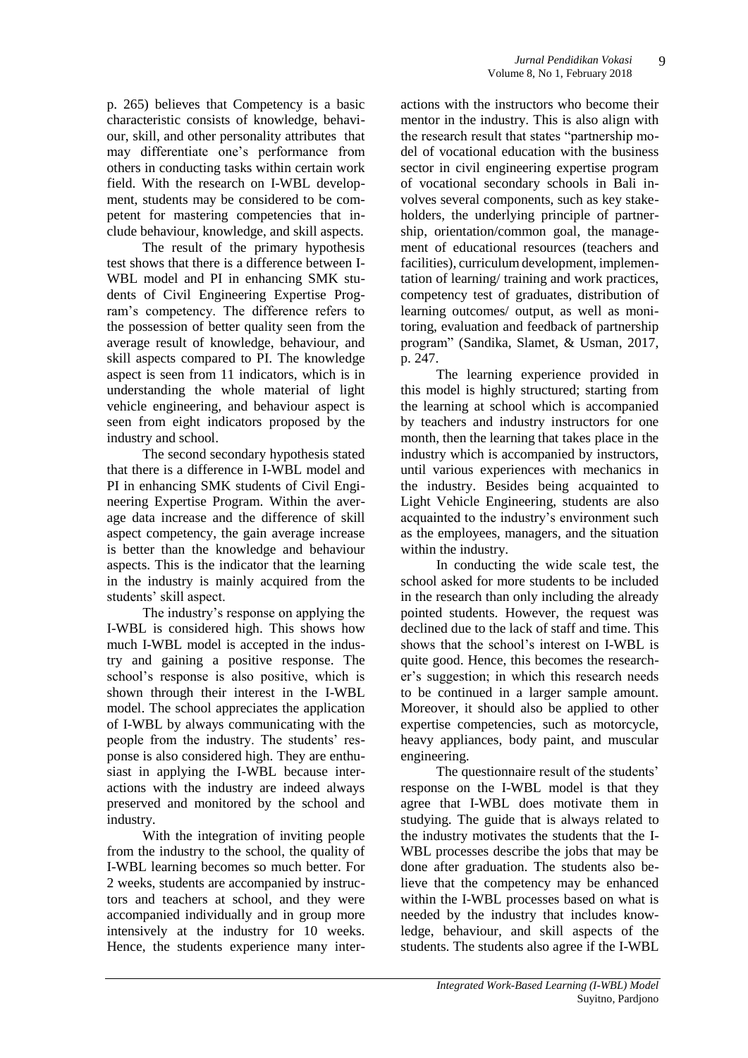p. 265) believes that Competency is a basic characteristic consists of knowledge, behaviour, skill, and other personality attributes that may differentiate one's performance from others in conducting tasks within certain work field. With the research on I-WBL development, students may be considered to be competent for mastering competencies that include behaviour, knowledge, and skill aspects.

The result of the primary hypothesis test shows that there is a difference between I-WBL model and PI in enhancing SMK students of Civil Engineering Expertise Program's competency. The difference refers to the possession of better quality seen from the average result of knowledge, behaviour, and skill aspects compared to PI. The knowledge aspect is seen from 11 indicators, which is in understanding the whole material of light vehicle engineering, and behaviour aspect is seen from eight indicators proposed by the industry and school.

The second secondary hypothesis stated that there is a difference in I-WBL model and PI in enhancing SMK students of Civil Engineering Expertise Program. Within the average data increase and the difference of skill aspect competency, the gain average increase is better than the knowledge and behaviour aspects. This is the indicator that the learning in the industry is mainly acquired from the students' skill aspect.

The industry's response on applying the I-WBL is considered high. This shows how much I-WBL model is accepted in the industry and gaining a positive response. The school's response is also positive, which is shown through their interest in the I-WBL model. The school appreciates the application of I-WBL by always communicating with the people from the industry. The students' response is also considered high. They are enthusiast in applying the I-WBL because interactions with the industry are indeed always preserved and monitored by the school and industry.

With the integration of inviting people from the industry to the school, the quality of I-WBL learning becomes so much better. For 2 weeks, students are accompanied by instructors and teachers at school, and they were accompanied individually and in group more intensively at the industry for 10 weeks. Hence, the students experience many interactions with the instructors who become their mentor in the industry. This is also align with the research result that states "partnership model of vocational education with the business sector in civil engineering expertise program of vocational secondary schools in Bali involves several components, such as key stakeholders, the underlying principle of partnership, orientation/common goal, the management of educational resources (teachers and facilities), curriculum development, implementation of learning/ training and work practices, competency test of graduates, distribution of learning outcomes/ output, as well as monitoring, evaluation and feedback of partnership program" (Sandika, Slamet, & Usman, 2017, p. 247.

The learning experience provided in this model is highly structured; starting from the learning at school which is accompanied by teachers and industry instructors for one month, then the learning that takes place in the industry which is accompanied by instructors, until various experiences with mechanics in the industry. Besides being acquainted to Light Vehicle Engineering, students are also acquainted to the industry's environment such as the employees, managers, and the situation within the industry.

In conducting the wide scale test, the school asked for more students to be included in the research than only including the already pointed students. However, the request was declined due to the lack of staff and time. This shows that the school's interest on I-WBL is quite good. Hence, this becomes the researcher's suggestion; in which this research needs to be continued in a larger sample amount. Moreover, it should also be applied to other expertise competencies, such as motorcycle, heavy appliances, body paint, and muscular engineering.

The questionnaire result of the students' response on the I-WBL model is that they agree that I-WBL does motivate them in studying. The guide that is always related to the industry motivates the students that the I-WBL processes describe the jobs that may be done after graduation. The students also believe that the competency may be enhanced within the I-WBL processes based on what is needed by the industry that includes knowledge, behaviour, and skill aspects of the students. The students also agree if the I-WBL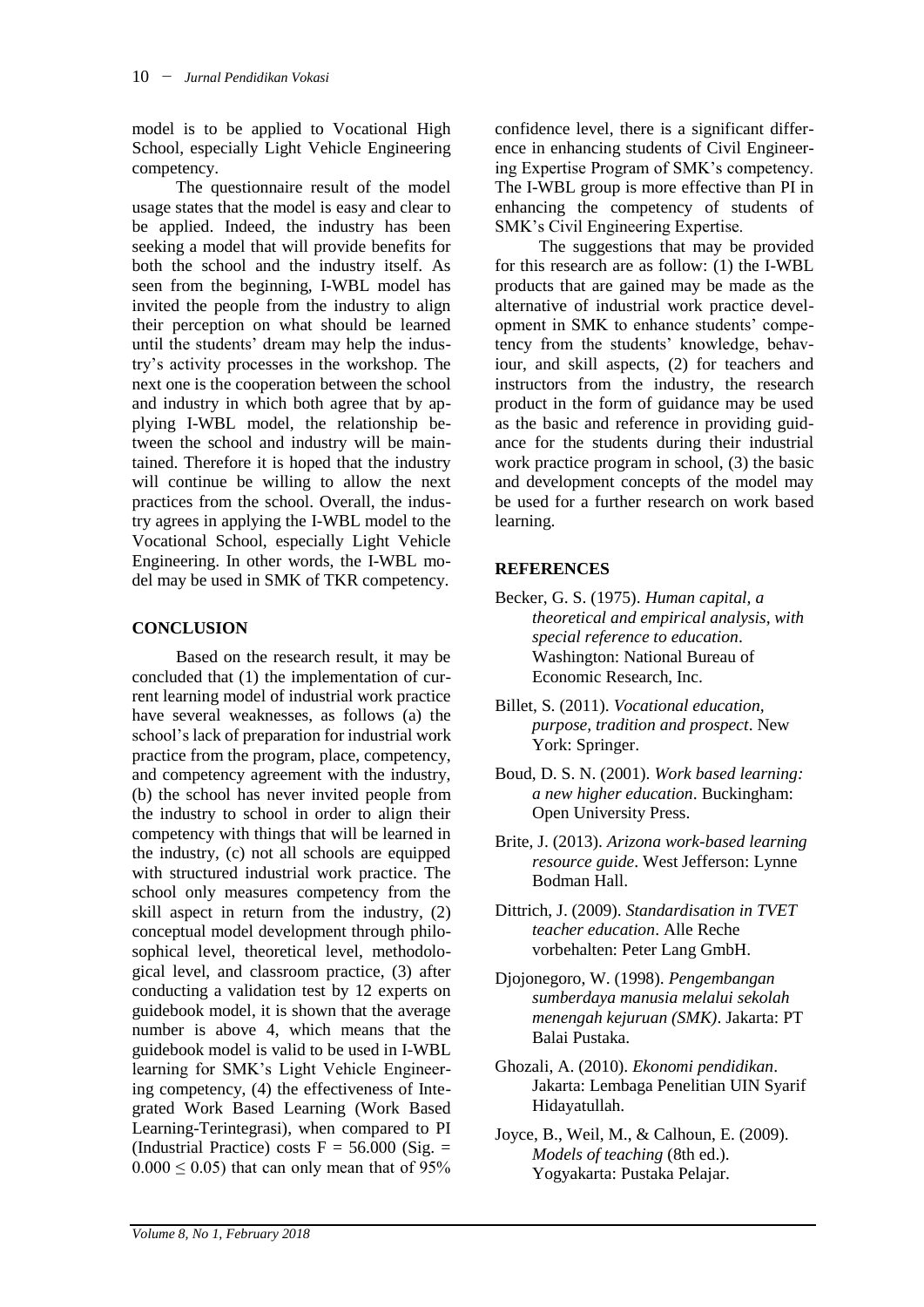model is to be applied to Vocational High School, especially Light Vehicle Engineering competency.

The questionnaire result of the model usage states that the model is easy and clear to be applied. Indeed, the industry has been seeking a model that will provide benefits for both the school and the industry itself. As seen from the beginning, I-WBL model has invited the people from the industry to align their perception on what should be learned until the students' dream may help the industry's activity processes in the workshop. The next one is the cooperation between the school and industry in which both agree that by applying I-WBL model, the relationship between the school and industry will be maintained. Therefore it is hoped that the industry will continue be willing to allow the next practices from the school. Overall, the industry agrees in applying the I-WBL model to the Vocational School, especially Light Vehicle Engineering. In other words, the I-WBL model may be used in SMK of TKR competency.

## CONCLUSION

Based on the research result, it may be concluded that (1) the implementation of current learning model of industrial work practice have several weaknesses, as follows (a) the school's lack of preparation for industrial work practice from the program, place, competency, and competency agreement with the industry, (b) the school has never invited people from the industry to school in order to align their competency with things that will be learned in the industry, (c) not all schools are equipped with structured industrial work practice. The school only measures competency from the skill aspect in return from the industry, (2) conceptual model development through philosophical level, theoretical level, methodological level, and classroom practice, (3) after conducting a validation test by 12 experts on guidebook model, it is shown that the average number is above 4, which means that the guidebook model is valid to be used in I-WBL learning for SMK's Light Vehicle Engineering competency, (4) the effectiveness of Integrated Work Based Learning (Work Based Learning-Terintegrasi), when compared to PI (Industrial Practice) costs $F = 56.000$ (Sig. $= 0.000 \leq 0.05$) that can only mean that of 95% confidence level, there is a significant difference in enhancing students of Civil Engineering Expertise Program of SMK's competency. The I-WBL group is more effective than PI in enhancing the competency of students of SMK's Civil Engineering Expertise.

The suggestions that may be provided for this research are as follow: (1) the I-WBL products that are gained may be made as the alternative of industrial work practice development in SMK to enhance students' competency from the students' knowledge, behaviour, and skill aspects, (2) for teachers and instructors from the industry, the research product in the form of guidance may be used as the basic and reference in providing guidance for the students during their industrial work practice program in school, (3) the basic and development concepts of the model may be used for a further research on work based learning.

## REFERENCES

Becker, G. S. (1975). *Human capital, a theoretical and empirical analysis, with special reference to education*. Washington: National Bureau of Economic Research, Inc.

Billet, S. (2011). *Vocational education, purpose, tradition and prospect*. New York: Springer.

Boud, D. S. N. (2001). *Work based learning: a new higher education*. Buckingham: Open University Press.

Brite, J. (2013). *Arizona work-based learning resource guide*. West Jefferson: Lynne Bodman Hall.

Dittrich, J. (2009). *Standardisation in TVET teacher education*. Alle Reche vorbehalten: Peter Lang GmbH.

Djojonegoro, W. (1998). *Pengembangan sumberdaya manusia melalui sekolah menengah kejuruan (SMK)*. Jakarta: PT Balai Pustaka.

Ghozali, A. (2010). *Ekonomi pendidikan*. Jakarta: Lembaga Penelitian UIN Syarif Hidayatullah.

Joyce, B., Weil, M., & Calhoun, E. (2009). *Models of teaching* (8th ed.). Yogyakarta: Pustaka Pelajar.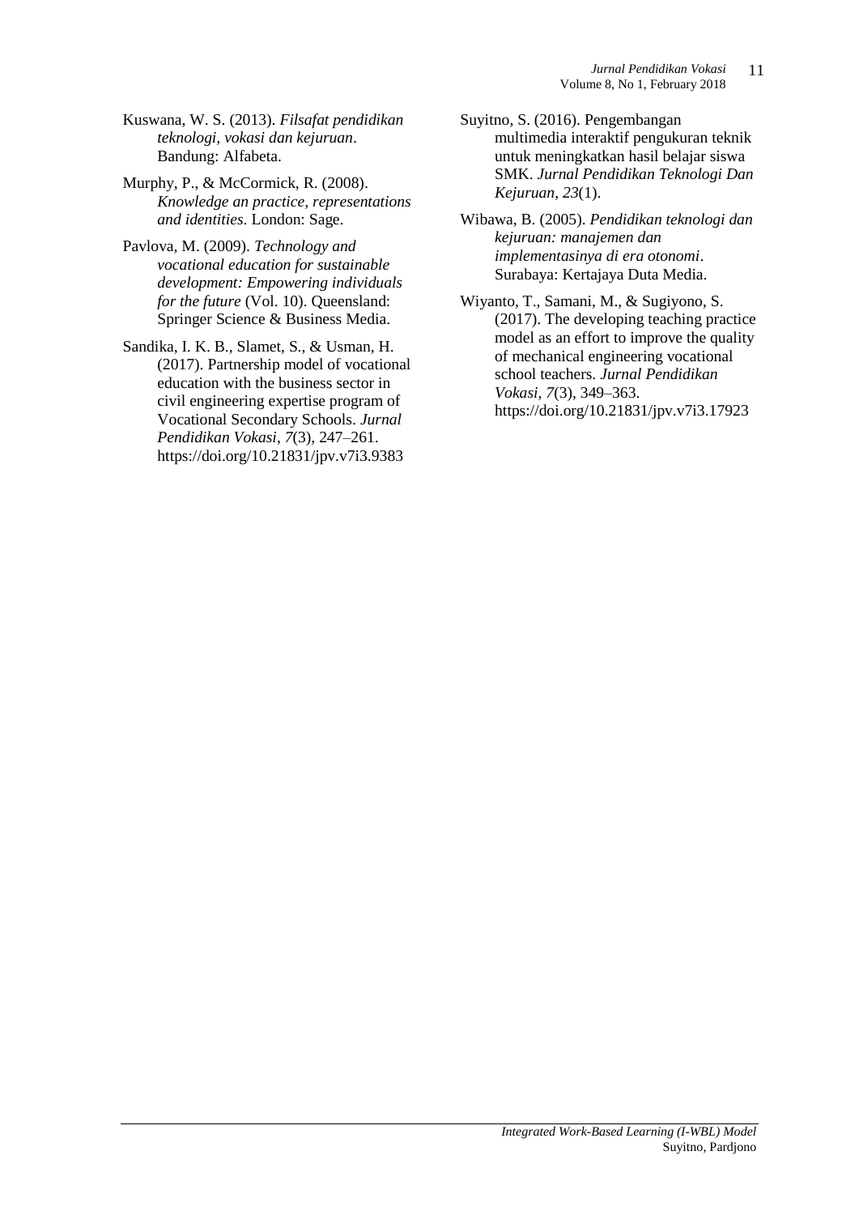Kuswana, W. S. (2013). *Filsafat pendidikan teknologi, vokasi dan kejuruan*. Bandung: Alfabeta.

Murphy, P., & McCormick, R. (2008). *Knowledge an practice, representations and identities*. London: Sage.

Pavlova, M. (2009). *Technology and vocational education for sustainable development: Empowering individuals for the future* (Vol. 10). Queensland: Springer Science & Business Media.

Sandika, I. K. B., Slamet, S., & Usman, H. (2017). Partnership model of vocational education with the business sector in civil engineering expertise program of Vocational Secondary Schools. *Jurnal Pendidikan Vokasi*, *7*(3), 247–261. https://doi.org/10.21831/jpv.v7i3.9383

Suyitno, S. (2016). Pengembangan multimedia interaktif pengukuran teknik untuk meningkatkan hasil belajar siswa SMK. *Jurnal Pendidikan Teknologi Dan Kejuruan*, *23*(1).

Wibawa, B. (2005). *Pendidikan teknologi dan kejuruan: manajemen dan implementasinya di era otonomi*. Surabaya: Kertajaya Duta Media.

Wiyanto, T., Samani, M., & Sugiyono, S. (2017). The developing teaching practice model as an effort to improve the quality of mechanical engineering vocational school teachers. *Jurnal Pendidikan Vokasi*, *7*(3), 349–363. https://doi.org/10.21831/jpv.v7i3.17923